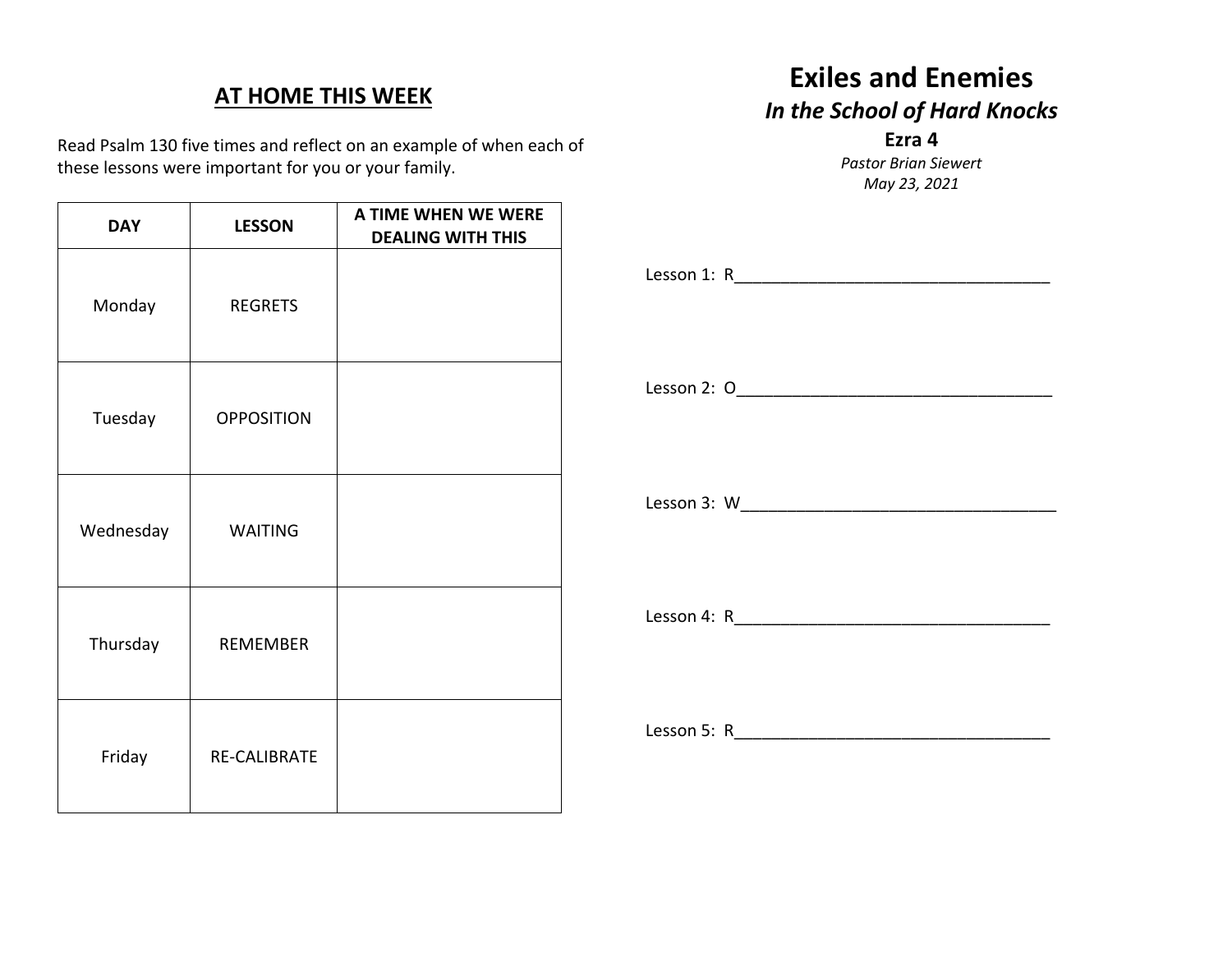## AT HOME THIS WEEK

Read Psalm 130 five times and reflect on an example of when each of these lessons were important for you or your family.

| DAY | LESSON | A TIME WHEN WE WERE DEALING WITH THIS |
|---|---|---|
| Monday | REGRETS | |
| Tuesday | OPPOSITION | |
| Wednesday | WAITING | |
| Thursday | REMEMBER | |
| Friday | RE-CALIBRATE | |

# Exiles and Enemies

## *In the School of Hard Knocks*

**Ezra 4**

*Pastor Brian Siewert*

*May 23, 2021*

Lesson 1: R___________________________________

Lesson 2: O___________________________________

Lesson 3: W___________________________________

Lesson 4: R___________________________________

Lesson 5: R___________________________________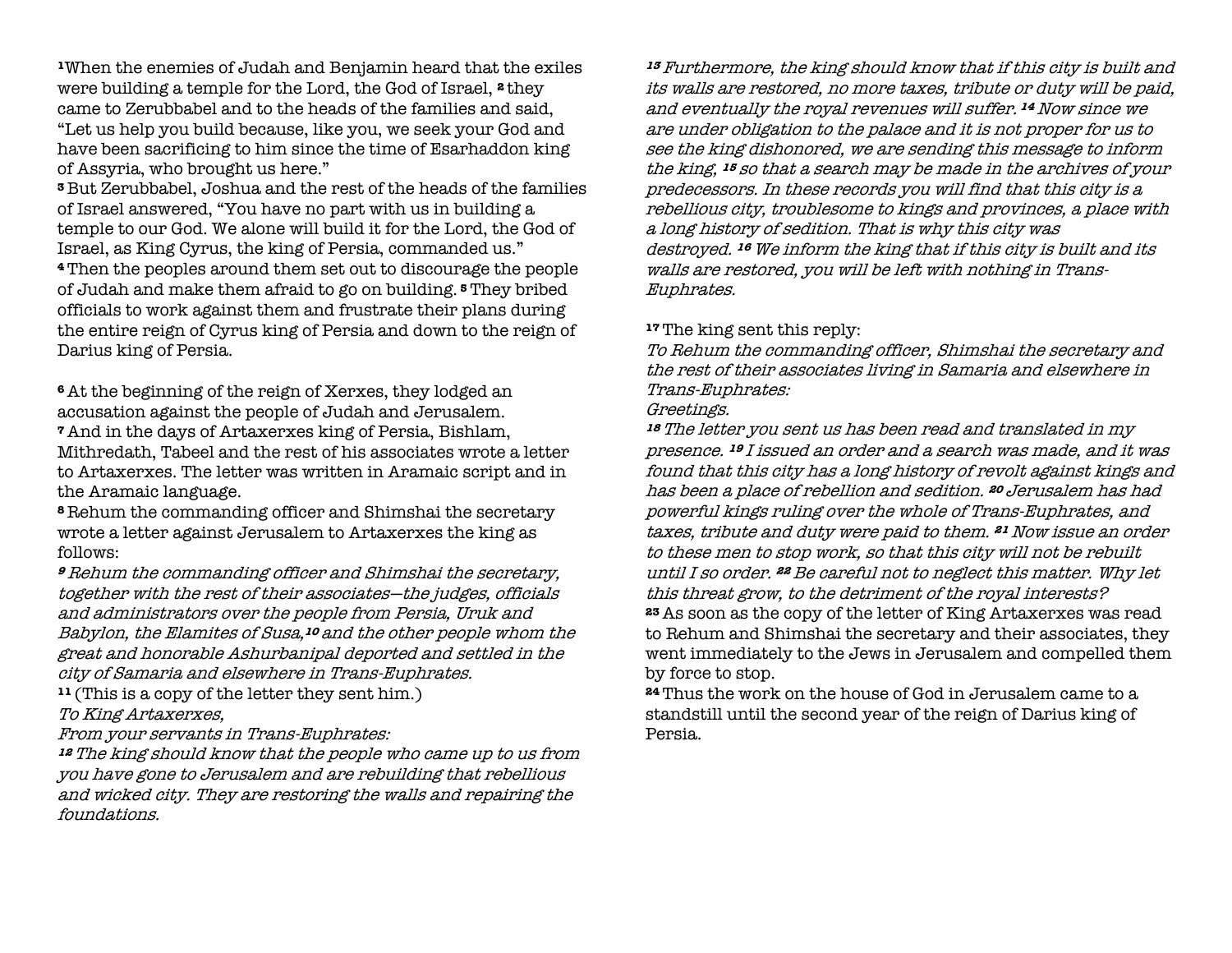[1]When the enemies of Judah and Benjamin heard that the exiles were building a temple for the Lord, the God of Israel, [2] they came to Zerubbabel and to the heads of the families and said, "Let us help you build because, like you, we seek your God and have been sacrificing to him since the time of Esarhaddon king of Assyria, who brought us here."
[3] But Zerubbabel, Joshua and the rest of the heads of the families of Israel answered, "You have no part with us in building a temple to our God. We alone will build it for the Lord, the God of Israel, as King Cyrus, the king of Persia, commanded us."
[4] Then the peoples around them set out to discourage the people of Judah and make them afraid to go on building. [5] They bribed officials to work against them and frustrate their plans during the entire reign of Cyrus king of Persia and down to the reign of Darius king of Persia.

[6] At the beginning of the reign of Xerxes, they lodged an accusation against the people of Judah and Jerusalem.
[7] And in the days of Artaxerxes king of Persia, Bishlam, Mithredath, Tabeel and the rest of his associates wrote a letter to Artaxerxes. The letter was written in Aramaic script and in the Aramaic language.
[8] Rehum the commanding officer and Shimshai the secretary wrote a letter against Jerusalem to Artaxerxes the king as follows:
*[9] Rehum the commanding officer and Shimshai the secretary, together with the rest of their associates—the judges, officials and administrators over the people from Persia, Uruk and Babylon, the Elamites of Susa,[10] and the other people whom the great and honorable Ashurbanipal deported and settled in the city of Samaria and elsewhere in Trans-Euphrates.*
[11] (This is a copy of the letter they sent him.)
*To King Artaxerxes,*
*From your servants in Trans-Euphrates:*
*[12] The king should know that the people who came up to us from you have gone to Jerusalem and are rebuilding that rebellious and wicked city. They are restoring the walls and repairing the foundations.*
*[13] Furthermore, the king should know that if this city is built and its walls are restored, no more taxes, tribute or duty will be paid, and eventually the royal revenues will suffer. [14] Now since we are under obligation to the palace and it is not proper for us to see the king dishonored, we are sending this message to inform the king, [15] so that a search may be made in the archives of your predecessors. In these records you will find that this city is a rebellious city, troublesome to kings and provinces, a place with a long history of sedition. That is why this city was destroyed. [16] We inform the king that if this city is built and its walls are restored, you will be left with nothing in Trans-Euphrates.*

[17] The king sent this reply:
*To Rehum the commanding officer, Shimshai the secretary and the rest of their associates living in Samaria and elsewhere in Trans-Euphrates:*
*Greetings.*
*[18] The letter you sent us has been read and translated in my presence. [19] I issued an order and a search was made, and it was found that this city has a long history of revolt against kings and has been a place of rebellion and sedition. [20] Jerusalem has had powerful kings ruling over the whole of Trans-Euphrates, and taxes, tribute and duty were paid to them. [21] Now issue an order to these men to stop work, so that this city will not be rebuilt until I so order. [22] Be careful not to neglect this matter. Why let this threat grow, to the detriment of the royal interests?*
[23] As soon as the copy of the letter of King Artaxerxes was read to Rehum and Shimshai the secretary and their associates, they went immediately to the Jews in Jerusalem and compelled them by force to stop.
[24] Thus the work on the house of God in Jerusalem came to a standstill until the second year of the reign of Darius king of Persia.